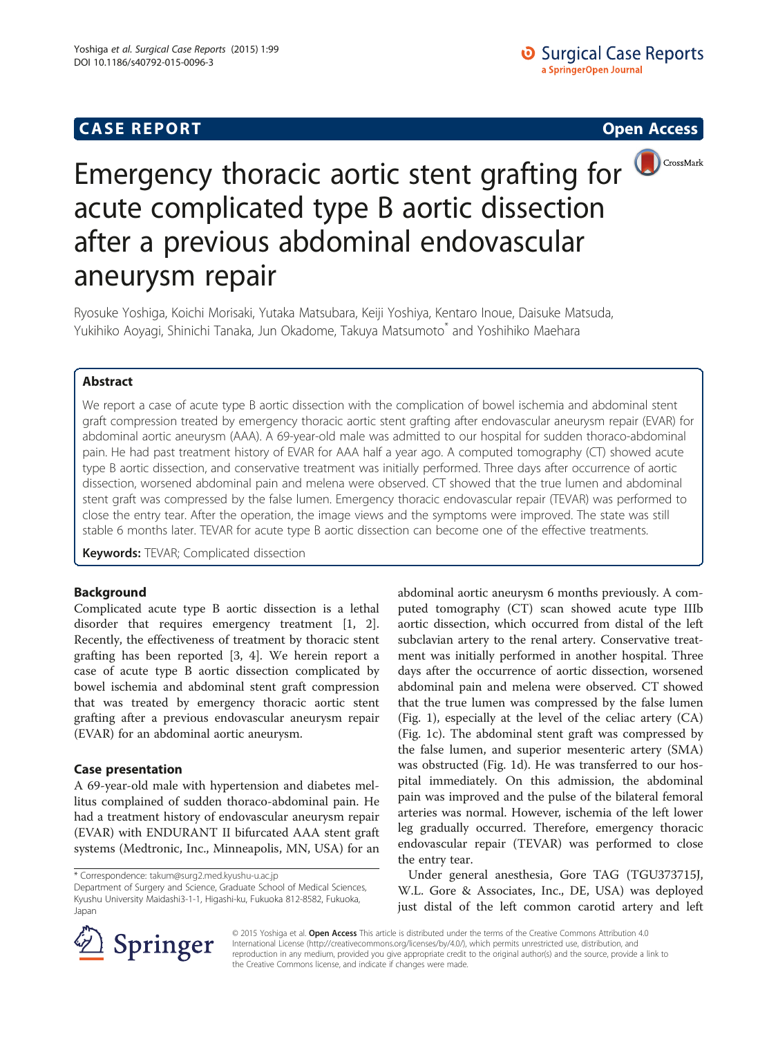# Emergency thoracic aortic stent grafting for acute complicated type B aortic dissection after a previous abdominal endovascular aneurysm repair

Ryosuke Yoshiga, Koichi Morisaki, Yutaka Matsubara, Keiji Yoshiya, Kentaro Inoue, Daisuke Matsuda, Yukihiko Aoyagi, Shinichi Tanaka, Jun Okadome, Takuya Matsumoto* and Yoshihiko Maehara

## Abstract

We report a case of acute type B aortic dissection with the complication of bowel ischemia and abdominal stent graft compression treated by emergency thoracic aortic stent grafting after endovascular aneurysm repair (EVAR) for abdominal aortic aneurysm (AAA). A 69-year-old male was admitted to our hospital for sudden thoraco-abdominal pain. He had past treatment history of EVAR for AAA half a year ago. A computed tomography (CT) showed acute type B aortic dissection, and conservative treatment was initially performed. Three days after occurrence of aortic dissection, worsened abdominal pain and melena were observed. CT showed that the true lumen and abdominal stent graft was compressed by the false lumen. Emergency thoracic endovascular repair (TEVAR) was performed to close the entry tear. After the operation, the image views and the symptoms were improved. The state was still stable 6 months later. TEVAR for acute type B aortic dissection can become one of the effective treatments.

**Keywords:** TEVAR; Complicated dissection

## Background

Complicated acute type B aortic dissection is a lethal disorder that requires emergency treatment [1, 2]. Recently, the effectiveness of treatment by thoracic stent grafting has been reported [3, 4]. We herein report a case of acute type B aortic dissection complicated by bowel ischemia and abdominal stent graft compression that was treated by emergency thoracic aortic stent grafting after a previous endovascular aneurysm repair (EVAR) for an abdominal aortic aneurysm.

## Case presentation

A 69-year-old male with hypertension and diabetes mellitus complained of sudden thoraco-abdominal pain. He had a treatment history of endovascular aneurysm repair (EVAR) with ENDURANT II bifurcated AAA stent graft systems (Medtronic, Inc., Minneapolis, MN, USA) for an abdominal aortic aneurysm 6 months previously. A computed tomography (CT) scan showed acute type IIIb aortic dissection, which occurred from distal of the left subclavian artery to the renal artery. Conservative treatment was initially performed in another hospital. Three days after the occurrence of aortic dissection, worsened abdominal pain and melena were observed. CT showed that the true lumen was compressed by the false lumen (Fig. 1), especially at the level of the celiac artery (CA) (Fig. 1c). The abdominal stent graft was compressed by the false lumen, and superior mesenteric artery (SMA) was obstructed (Fig. 1d). He was transferred to our hospital immediately. On this admission, the abdominal pain was improved and the pulse of the bilateral femoral arteries was normal. However, ischemia of the left lower leg gradually occurred. Therefore, emergency thoracic endovascular repair (TEVAR) was performed to close the entry tear.

Under general anesthesia, Gore TAG (TGU373715J, W.L. Gore & Associates, Inc., DE, USA) was deployed just distal of the left common carotid artery and left

\* Correspondence: takum@surg2.med.kyushu-u.ac.jp
Department of Surgery and Science, Graduate School of Medical Sciences, Kyushu University Maidashi3-1-1, Higashi-ku, Fukuoka 812-8582, Fukuoka, Japan

© 2015 Yoshiga et al. **Open Access** This article is distributed under the terms of the Creative Commons Attribution 4.0 International License (http://creativecommons.org/licenses/by/4.0/), which permits unrestricted use, distribution, and reproduction in any medium, provided you give appropriate credit to the original author(s) and the source, provide a link to the Creative Commons license, and indicate if changes were made.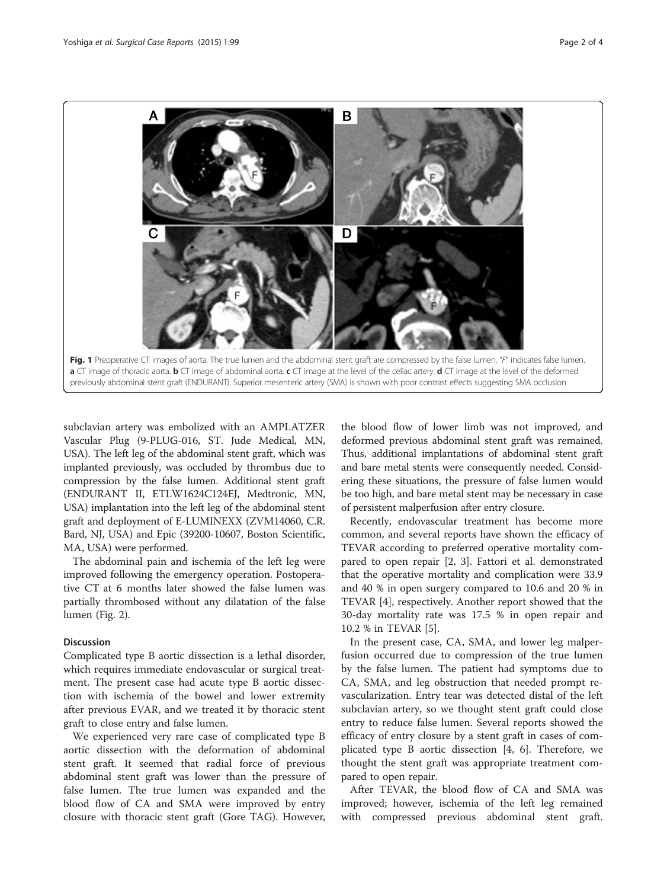Fig. 1 Preoperative CT images of aorta. The true lumen and the abdominal stent graft are compressed by the false lumen. "F" indicates false lumen. **a** CT image of thoracic aorta. **b** CT image of abdominal aorta. **c** CT image at the level of the celiac artery. **d** CT image at the level of the deformed previously abdominal stent graft (ENDURANT). Superior mesenteric artery (SMA) is shown with poor contrast effects suggesting SMA occlusion

subclavian artery was embolized with an AMPLATZER Vascular Plug (9-PLUG-016, ST. Jude Medical, MN, USA). The left leg of the abdominal stent graft, which was implanted previously, was occluded by thrombus due to compression by the false lumen. Additional stent graft (ENDURANT II, ETLW1624C124EJ, Medtronic, MN, USA) implantation into the left leg of the abdominal stent graft and deployment of E-LUMINEXX (ZVM14060, C.R. Bard, NJ, USA) and Epic (39200-10607, Boston Scientific, MA, USA) were performed.

The abdominal pain and ischemia of the left leg were improved following the emergency operation. Postoperative CT at 6 months later showed the false lumen was partially thrombosed without any dilatation of the false lumen (Fig. 2).

## Discussion

Complicated type B aortic dissection is a lethal disorder, which requires immediate endovascular or surgical treatment. The present case had acute type B aortic dissection with ischemia of the bowel and lower extremity after previous EVAR, and we treated it by thoracic stent graft to close entry and false lumen.

We experienced very rare case of complicated type B aortic dissection with the deformation of abdominal stent graft. It seemed that radial force of previous abdominal stent graft was lower than the pressure of false lumen. The true lumen was expanded and the blood flow of CA and SMA were improved by entry closure with thoracic stent graft (Gore TAG). However, the blood flow of lower limb was not improved, and deformed previous abdominal stent graft was remained. Thus, additional implantations of abdominal stent graft and bare metal stents were consequently needed. Considering these situations, the pressure of false lumen would be too high, and bare metal stent may be necessary in case of persistent malperfusion after entry closure.

Recently, endovascular treatment has become more common, and several reports have shown the efficacy of TEVAR according to preferred operative mortality compared to open repair [2, 3]. Fattori et al. demonstrated that the operative mortality and complication were 33.9 and 40 % in open surgery compared to 10.6 and 20 % in TEVAR [4], respectively. Another report showed that the 30-day mortality rate was 17.5 % in open repair and 10.2 % in TEVAR [5].

In the present case, CA, SMA, and lower leg malperfusion occurred due to compression of the true lumen by the false lumen. The patient had symptoms due to CA, SMA, and leg obstruction that needed prompt revascularization. Entry tear was detected distal of the left subclavian artery, so we thought stent graft could close entry to reduce false lumen. Several reports showed the efficacy of entry closure by a stent graft in cases of complicated type B aortic dissection [4, 6]. Therefore, we thought the stent graft was appropriate treatment compared to open repair.

After TEVAR, the blood flow of CA and SMA was improved; however, ischemia of the left leg remained with compressed previous abdominal stent graft.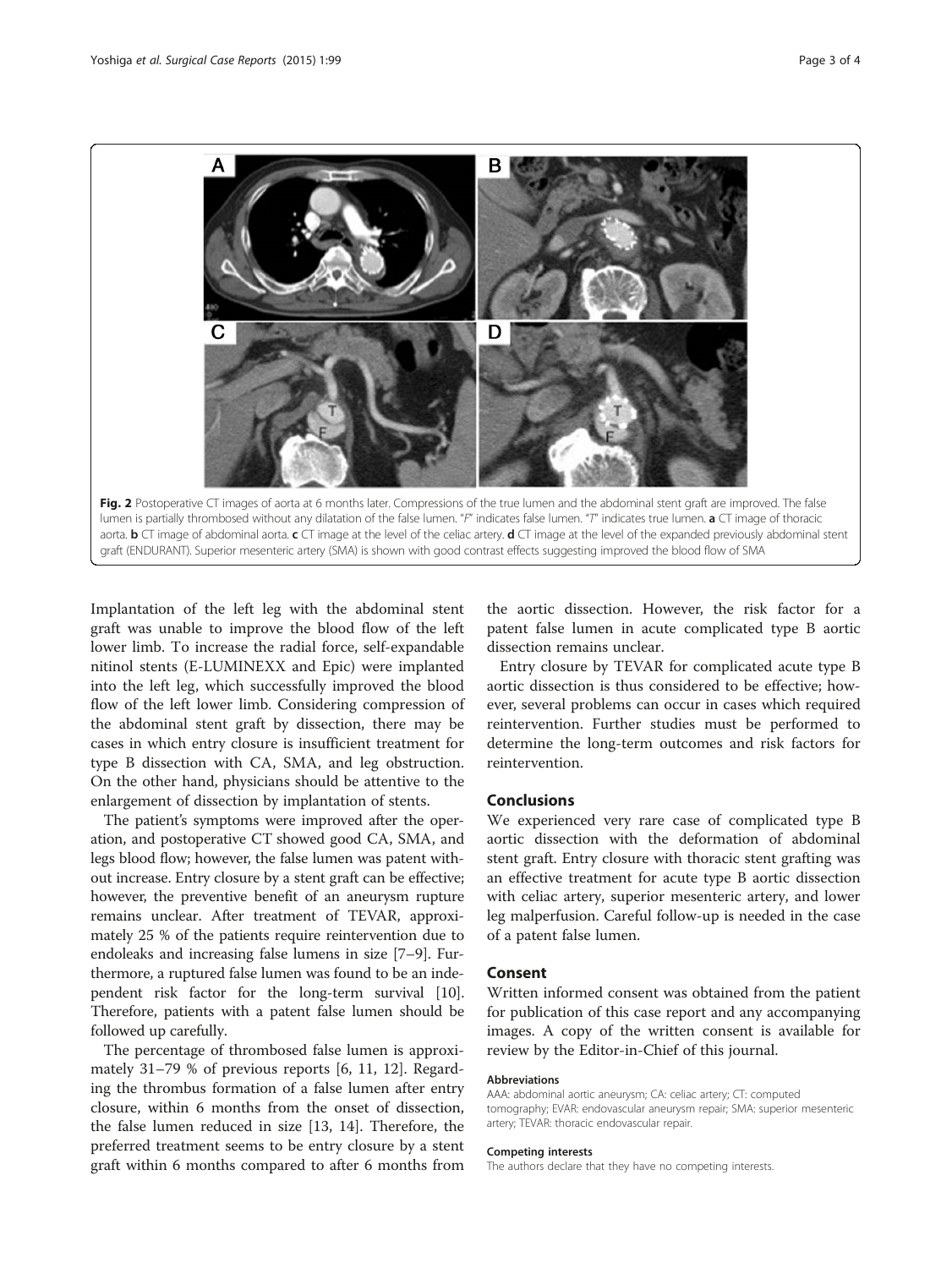Fig. 2 Postoperative CT images of aorta at 6 months later. Compressions of the true lumen and the abdominal stent graft are improved. The false lumen is partially thrombosed without any dilatation of the false lumen. "F" indicates false lumen. "T" indicates true lumen. **a** CT image of thoracic aorta. **b** CT image of abdominal aorta. **c** CT image at the level of the celiac artery. **d** CT image at the level of the expanded previously abdominal stent graft (ENDURANT). Superior mesenteric artery (SMA) is shown with good contrast effects suggesting improved the blood flow of SMA

Implantation of the left leg with the abdominal stent graft was unable to improve the blood flow of the left lower limb. To increase the radial force, self-expandable nitinol stents (E-LUMINEXX and Epic) were implanted into the left leg, which successfully improved the blood flow of the left lower limb. Considering compression of the abdominal stent graft by dissection, there may be cases in which entry closure is insufficient treatment for type B dissection with CA, SMA, and leg obstruction. On the other hand, physicians should be attentive to the enlargement of dissection by implantation of stents.

The patient's symptoms were improved after the operation, and postoperative CT showed good CA, SMA, and legs blood flow; however, the false lumen was patent without increase. Entry closure by a stent graft can be effective; however, the preventive benefit of an aneurysm rupture remains unclear. After treatment of TEVAR, approximately 25 % of the patients require reintervention due to endoleaks and increasing false lumens in size [7–9]. Furthermore, a ruptured false lumen was found to be an independent risk factor for the long-term survival [10]. Therefore, patients with a patent false lumen should be followed up carefully.

The percentage of thrombosed false lumen is approximately 31–79 % of previous reports [6, 11, 12]. Regarding the thrombus formation of a false lumen after entry closure, within 6 months from the onset of dissection, the false lumen reduced in size [13, 14]. Therefore, the preferred treatment seems to be entry closure by a stent graft within 6 months compared to after 6 months from the aortic dissection. However, the risk factor for a patent false lumen in acute complicated type B aortic dissection remains unclear.

Entry closure by TEVAR for complicated acute type B aortic dissection is thus considered to be effective; however, several problems can occur in cases which required reintervention. Further studies must be performed to determine the long-term outcomes and risk factors for reintervention.

## Conclusions

We experienced very rare case of complicated type B aortic dissection with the deformation of abdominal stent graft. Entry closure with thoracic stent grafting was an effective treatment for acute type B aortic dissection with celiac artery, superior mesenteric artery, and lower leg malperfusion. Careful follow-up is needed in the case of a patent false lumen.

## Consent

Written informed consent was obtained from the patient for publication of this case report and any accompanying images. A copy of the written consent is available for review by the Editor-in-Chief of this journal.

#### Abbreviations

AAA: abdominal aortic aneurysm; CA: celiac artery; CT: computed tomography; EVAR: endovascular aneurysm repair; SMA: superior mesenteric artery; TEVAR: thoracic endovascular repair.

#### Competing interests

The authors declare that they have no competing interests.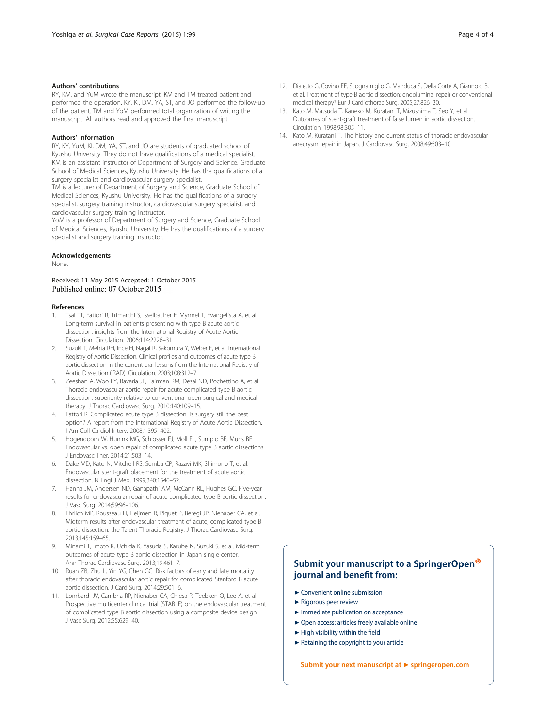### Authors' contributions

RY, KM, and YuM wrote the manuscript. KM and TM treated patient and performed the operation. KY, KI, DM, YA, ST, and JO performed the follow-up of the patient. TM and YoM performed total organization of writing the manuscript. All authors read and approved the final manuscript.

### Authors' information

RY, KY, YuM, KI, DM, YA, ST, and JO are students of graduated school of Kyushu University. They do not have qualifications of a medical specialist. KM is an assistant instructor of Department of Surgery and Science, Graduate School of Medical Sciences, Kyushu University. He has the qualifications of a surgery specialist and cardiovascular surgery specialist.
TM is a lecturer of Department of Surgery and Science, Graduate School of Medical Sciences, Kyushu University. He has the qualifications of a surgery specialist, surgery training instructor, cardiovascular surgery specialist, and cardiovascular surgery training instructor.
YoM is a professor of Department of Surgery and Science, Graduate School of Medical Sciences, Kyushu University. He has the qualifications of a surgery specialist and surgery training instructor.

### Acknowledgements

None.

Received: 11 May 2015 Accepted: 1 October 2015
Published online: 07 October 2015

### References

1. Tsai TT, Fattori R, Trimarchi S, Isselbacher E, Myrmel T, Evangelista A, et al. Long-term survival in patients presenting with type B acute aortic dissection: insights from the International Registry of Acute Aortic Dissection. Circulation. 2006;114:2226–31.
2. Suzuki T, Mehta RH, Ince H, Nagai R, Sakomura Y, Weber F, et al. International Registry of Aortic Dissection. Clinical profiles and outcomes of acute type B aortic dissection in the current era: lessons from the International Registry of Aortic Dissection (IRAD). Circulation. 2003;108:312–7.
3. Zeeshan A, Woo EY, Bavaria JE, Fairman RM, Desai ND, Pochettino A, et al. Thoracic endovascular aortic repair for acute complicated type B aortic dissection: superiority relative to conventional open surgical and medical therapy. J Thorac Cardiovasc Surg. 2010;140:109–15.
4. Fattori R. Complicated acute type B dissection: Is surgery still the best option? A report from the International Registry of Acute Aortic Dissection. J Am Coll Cardiol Interv. 2008;1:395–402.
5. Hogendoorn W, Hunink MG, Schlösser FJ, Moll FL, Sumpio BE, Muhs BE. Endovascular vs. open repair of complicated acute type B aortic dissections. J Endovasc Ther. 2014;21:503–14.
6. Dake MD, Kato N, Mitchell RS, Semba CP, Razavi MK, Shimono T, et al. Endovascular stent-graft placement for the treatment of acute aortic dissection. N Engl J Med. 1999;340:1546–52.
7. Hanna JM, Andersen ND, Ganapathi AM, McCann RL, Hughes GC. Five-year results for endovascular repair of acute complicated type B aortic dissection. J Vasc Surg. 2014;59:96–106.
8. Ehrlich MP, Rousseau H, Heijmen R, Piquet P, Beregi JP, Nienaber CA, et al. Midterm results after endovascular treatment of acute, complicated type B aortic dissection: the Talent Thoracic Registry. J Thorac Cardiovasc Surg. 2013;145:159–65.
9. Minami T, Imoto K, Uchida K, Yasuda S, Karube N, Suzuki S, et al. Mid-term outcomes of acute type B aortic dissection in Japan single center. Ann Thorac Cardiovasc Surg. 2013;19:461–7.
10. Ruan ZB, Zhu L, Yin YG, Chen GC. Risk factors of early and late mortality after thoracic endovascular aortic repair for complicated Stanford B acute aortic dissection. J Card Surg. 2014;29:501–6.
11. Lombardi JV, Cambria RP, Nienaber CA, Chiesa R, Teebken O, Lee A, et al. Prospective multicenter clinical trial (STABLE) on the endovascular treatment of complicated type B aortic dissection using a composite device design. J Vasc Surg. 2012;55:629–40.
12. Dialetto G, Covino FE, Scognamiglio G, Manduca S, Della Corte A, Giannolo B, et al. Treatment of type B aortic dissection: endoluminal repair or conventional medical therapy? Eur J Cardiothorac Surg. 2005;27:826–30.
13. Kato M, Matsuda T, Kaneko M, Kuratani T, Mizushima T, Seo Y, et al. Outcomes of stent-graft treatment of false lumen in aortic dissection. Circulation. 1998;98:305–11.
14. Kato M, Kuratani T. The history and current status of thoracic endovascular aneurysm repair in Japan. J Cardiovasc Surg. 2008;49:503–10.

**Submit your manuscript to a SpringerOpen journal and benefit from:**

- ► Convenient online submission
- ► Rigorous peer review
- ► Immediate publication on acceptance
- ► Open access: articles freely available online
- ► High visibility within the field
- ► Retaining the copyright to your article

**Submit your next manuscript at ► springeropen.com**